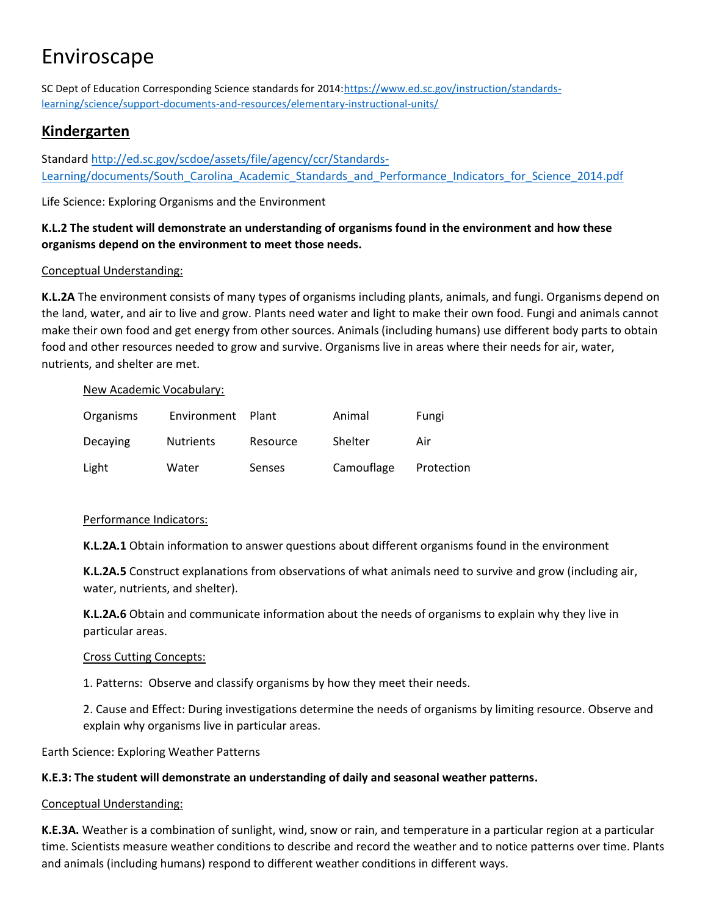# Enviroscape

SC Dept of Education Corresponding Science standards for 2014:[https://www.ed.sc.gov/instruction/standards-learning/science/support-documents-and-resources/elementary-instructional-units/](https://www.ed.sc.gov/instruction/standards-learning/science/support-documents-and-resources/elementary-instructional-units/)

## Kindergarten

Standard [http://ed.sc.gov/scdoe/assets/file/agency/ccr/Standards-Learning/documents/South_Carolina_Academic_Standards_and_Performance_Indicators_for_Science_2014.pdf](http://ed.sc.gov/scdoe/assets/file/agency/ccr/Standards-Learning/documents/South_Carolina_Academic_Standards_and_Performance_Indicators_for_Science_2014.pdf)

Life Science: Exploring Organisms and the Environment

**K.L.2 The student will demonstrate an understanding of organisms found in the environment and how these organisms depend on the environment to meet those needs.**

<u>Conceptual Understanding:</u>

**K.L.2A** The environment consists of many types of organisms including plants, animals, and fungi. Organisms depend on the land, water, and air to live and grow. Plants need water and light to make their own food. Fungi and animals cannot make their own food and get energy from other sources. Animals (including humans) use different body parts to obtain food and other resources needed to grow and survive. Organisms live in areas where their needs for air, water, nutrients, and shelter are met.

<u>New Academic Vocabulary:</u>

| | | | | |
|---|---|---|---|---|
| Organisms | Environment | Plant | Animal | Fungi |
| Decaying | Nutrients | Resource | Shelter | Air |
| Light | Water | Senses | Camouflage | Protection |

<u>Performance Indicators:</u>

**K.L.2A.1** Obtain information to answer questions about different organisms found in the environment

**K.L.2A.5** Construct explanations from observations of what animals need to survive and grow (including air, water, nutrients, and shelter).

**K.L.2A.6** Obtain and communicate information about the needs of organisms to explain why they live in particular areas.

<u>Cross Cutting Concepts:</u>

1. Patterns: Observe and classify organisms by how they meet their needs.

2. Cause and Effect: During investigations determine the needs of organisms by limiting resource. Observe and explain why organisms live in particular areas.

Earth Science: Exploring Weather Patterns

**K.E.3: The student will demonstrate an understanding of daily and seasonal weather patterns.**

<u>Conceptual Understanding:</u>

**K.E.3A.** Weather is a combination of sunlight, wind, snow or rain, and temperature in a particular region at a particular time. Scientists measure weather conditions to describe and record the weather and to notice patterns over time. Plants and animals (including humans) respond to different weather conditions in different ways.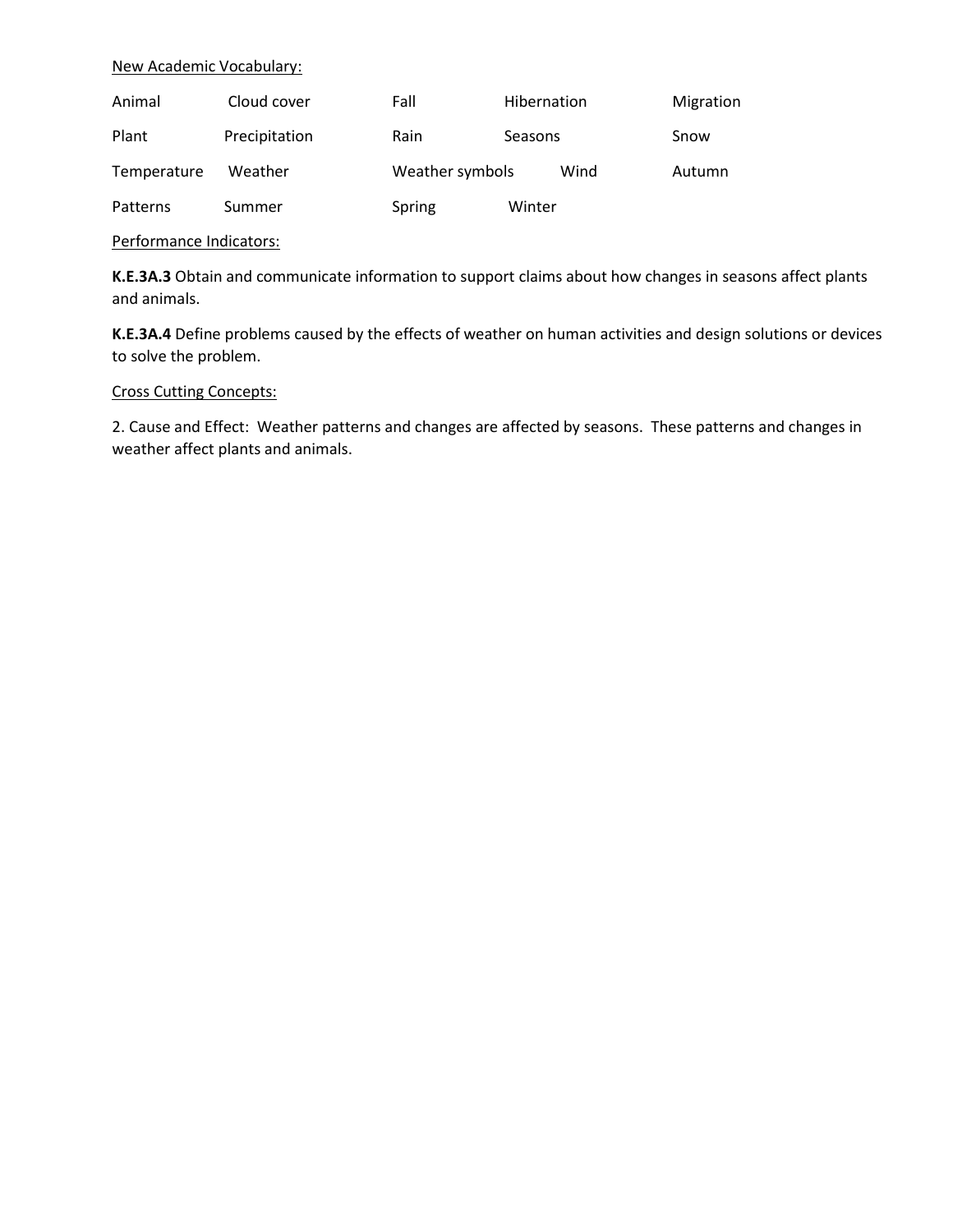New Academic Vocabulary:

| | | | | |
|---|---|---|---|---|
| Animal | Cloud cover | Fall | Hibernation | Migration |
| Plant | Precipitation | Rain | Seasons | Snow |
| Temperature | Weather | Weather symbols | Wind | Autumn |
| Patterns | Summer | Spring | Winter | |

Performance Indicators:

**K.E.3A.3** Obtain and communicate information to support claims about how changes in seasons affect plants and animals.

**K.E.3A.4** Define problems caused by the effects of weather on human activities and design solutions or devices to solve the problem.

Cross Cutting Concepts:

2. Cause and Effect: Weather patterns and changes are affected by seasons. These patterns and changes in weather affect plants and animals.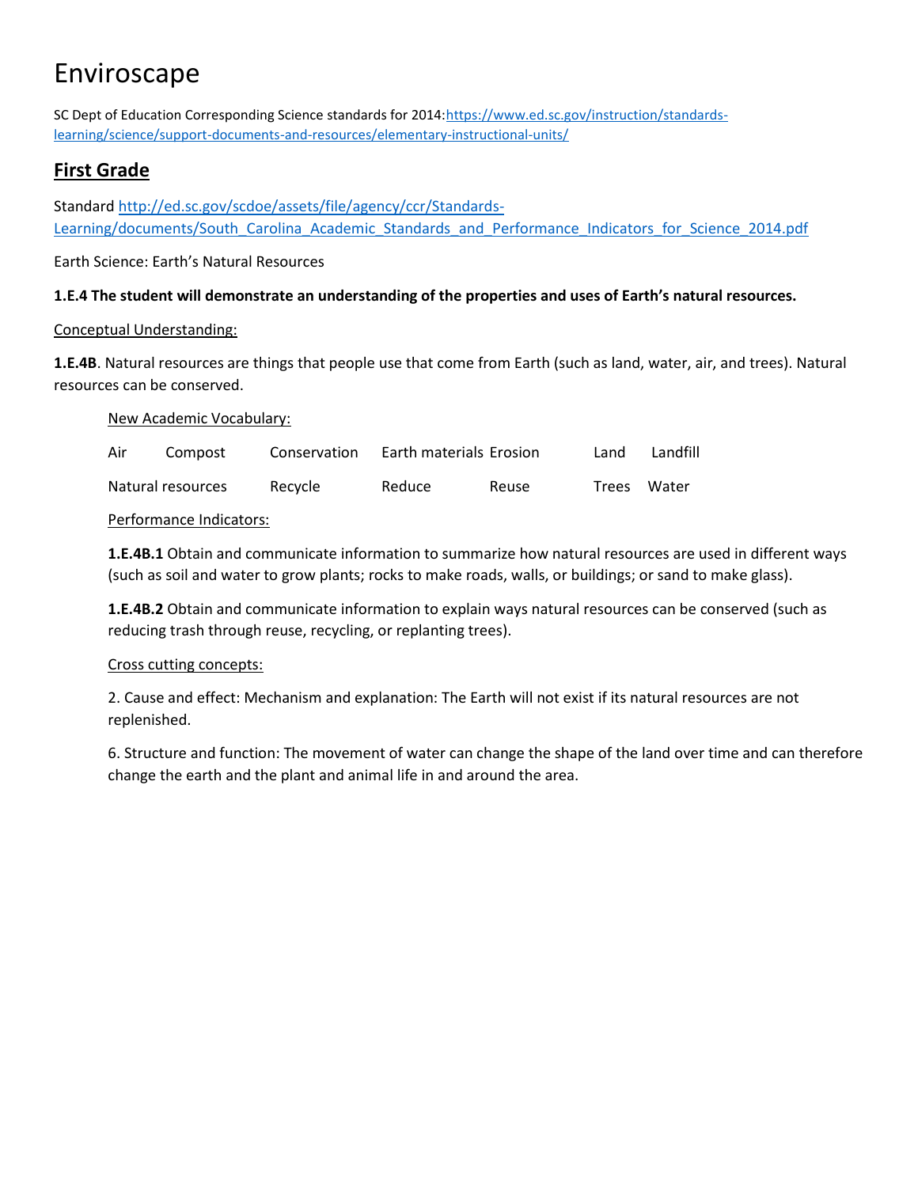# Enviroscape

SC Dept of Education Corresponding Science standards for 2014:https://www.ed.sc.gov/instruction/standards-learning/science/support-documents-and-resources/elementary-instructional-units/

## First Grade

Standard http://ed.sc.gov/scdoe/assets/file/agency/ccr/Standards-Learning/documents/South_Carolina_Academic_Standards_and_Performance_Indicators_for_Science_2014.pdf

Earth Science: Earth's Natural Resources

**1.E.4 The student will demonstrate an understanding of the properties and uses of Earth's natural resources.**

Conceptual Understanding:

**1.E.4B**. Natural resources are things that people use that come from Earth (such as land, water, air, and trees). Natural resources can be conserved.

New Academic Vocabulary:

| Air | Compost | Conservation | Earth materials | Erosion | Land | Landfill |
|---|---|---|---|---|---|---|
| Natural resources | | Recycle | Reduce | Reuse | Trees | Water |

Performance Indicators:

**1.E.4B.1** Obtain and communicate information to summarize how natural resources are used in different ways (such as soil and water to grow plants; rocks to make roads, walls, or buildings; or sand to make glass).

**1.E.4B.2** Obtain and communicate information to explain ways natural resources can be conserved (such as reducing trash through reuse, recycling, or replanting trees).

Cross cutting concepts:

2. Cause and effect: Mechanism and explanation: The Earth will not exist if its natural resources are not replenished.

6. Structure and function: The movement of water can change the shape of the land over time and can therefore change the earth and the plant and animal life in and around the area.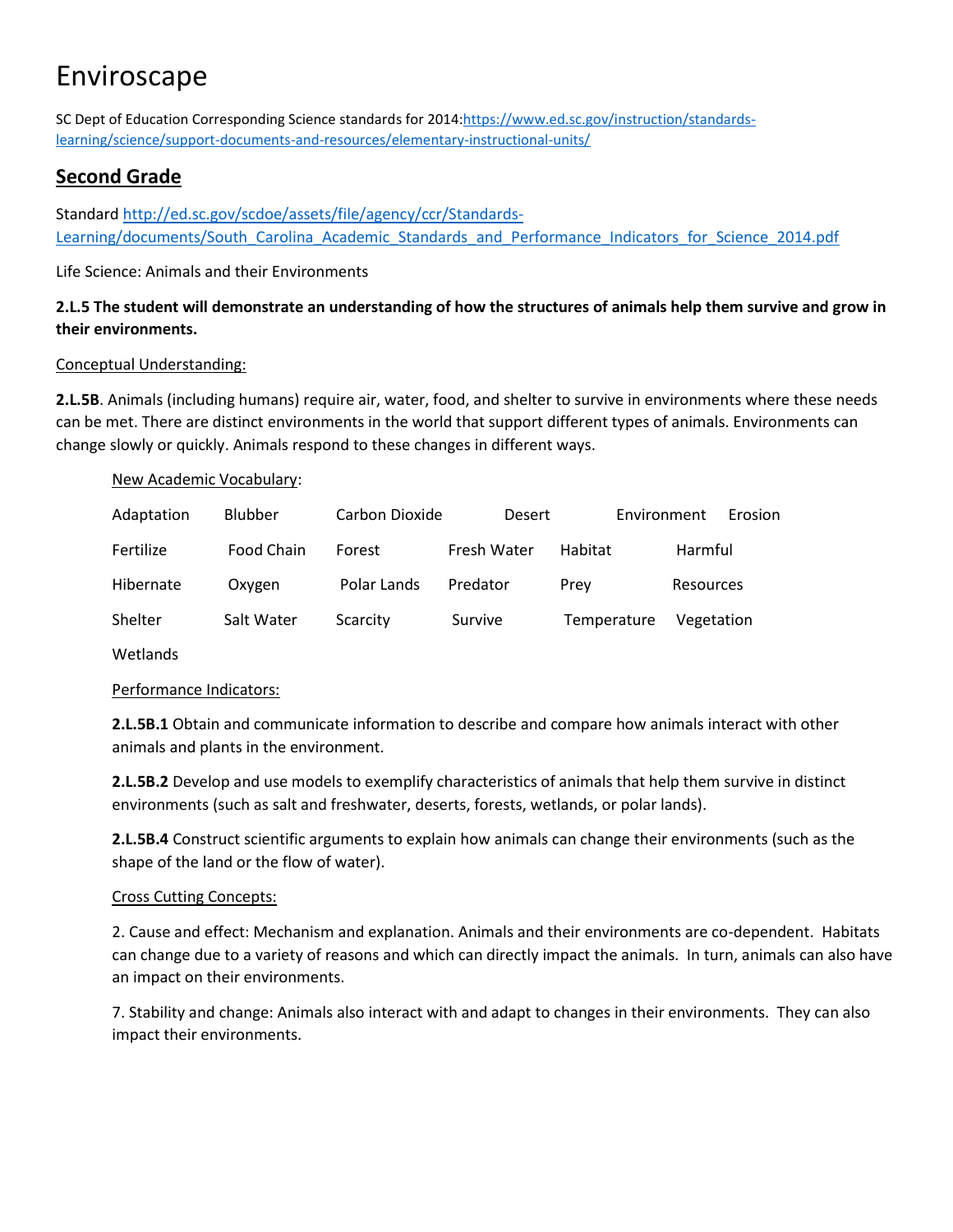# Enviroscape

SC Dept of Education Corresponding Science standards for 2014:https://www.ed.sc.gov/instruction/standards-learning/science/support-documents-and-resources/elementary-instructional-units/

## Second Grade

Standard http://ed.sc.gov/scdoe/assets/file/agency/ccr/Standards-Learning/documents/South_Carolina_Academic_Standards_and_Performance_Indicators_for_Science_2014.pdf

Life Science: Animals and their Environments

**2.L.5 The student will demonstrate an understanding of how the structures of animals help them survive and grow in their environments.**

Conceptual Understanding:

**2.L.5B**. Animals (including humans) require air, water, food, and shelter to survive in environments where these needs can be met. There are distinct environments in the world that support different types of animals. Environments can change slowly or quickly. Animals respond to these changes in different ways.

New Academic Vocabulary:

| | | | | | |
|---|---|---|---|---|---|
| Adaptation | Blubber | Carbon Dioxide | Desert | Environment | Erosion |
| Fertilize | Food Chain | Forest | Fresh Water | Habitat | Harmful |
| Hibernate | Oxygen | Polar Lands | Predator | Prey | Resources |
| Shelter | Salt Water | Scarcity | Survive | Temperature | Vegetation |
| Wetlands | | | | | |

Performance Indicators:

**2.L.5B.1** Obtain and communicate information to describe and compare how animals interact with other animals and plants in the environment.

**2.L.5B.2** Develop and use models to exemplify characteristics of animals that help them survive in distinct environments (such as salt and freshwater, deserts, forests, wetlands, or polar lands).

**2.L.5B.4** Construct scientific arguments to explain how animals can change their environments (such as the shape of the land or the flow of water).

Cross Cutting Concepts:

2. Cause and effect: Mechanism and explanation. Animals and their environments are co-dependent. Habitats can change due to a variety of reasons and which can directly impact the animals. In turn, animals can also have an impact on their environments.

7. Stability and change: Animals also interact with and adapt to changes in their environments. They can also impact their environments.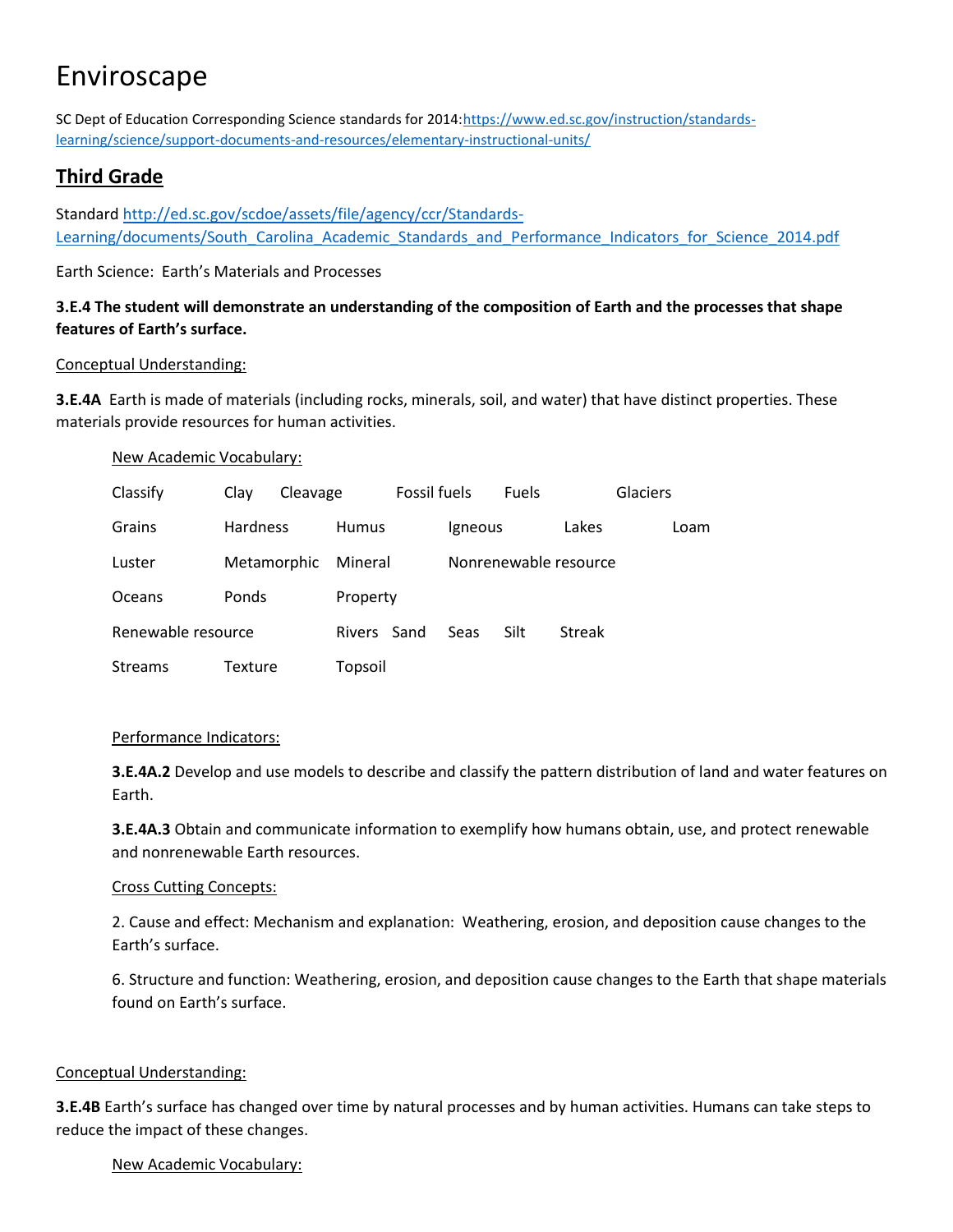# Enviroscape

SC Dept of Education Corresponding Science standards for 2014:[https://www.ed.sc.gov/instruction/standards-learning/science/support-documents-and-resources/elementary-instructional-units/](https://www.ed.sc.gov/instruction/standards-learning/science/support-documents-and-resources/elementary-instructional-units/)

## Third Grade

Standard [http://ed.sc.gov/scdoe/assets/file/agency/ccr/Standards-Learning/documents/South_Carolina_Academic_Standards_and_Performance_Indicators_for_Science_2014.pdf](http://ed.sc.gov/scdoe/assets/file/agency/ccr/Standards-Learning/documents/South_Carolina_Academic_Standards_and_Performance_Indicators_for_Science_2014.pdf)

Earth Science: Earth's Materials and Processes

**3.E.4 The student will demonstrate an understanding of the composition of Earth and the processes that shape features of Earth's surface.**

Conceptual Understanding:

**3.E.4A** Earth is made of materials (including rocks, minerals, soil, and water) that have distinct properties. These materials provide resources for human activities.

New Academic Vocabulary:

Classify   Clay   Cleavage   Fossil fuels   Fuels   Glaciers
Grains   Hardness   Humus   Igneous   Lakes   Loam
Luster   Metamorphic   Mineral   Nonrenewable resource
Oceans   Ponds   Property
Renewable resource   Rivers   Sand   Seas   Silt   Streak
Streams   Texture   Topsoil

Performance Indicators:

**3.E.4A.2** Develop and use models to describe and classify the pattern distribution of land and water features on Earth.

**3.E.4A.3** Obtain and communicate information to exemplify how humans obtain, use, and protect renewable and nonrenewable Earth resources.

Cross Cutting Concepts:

2. Cause and effect: Mechanism and explanation: Weathering, erosion, and deposition cause changes to the Earth's surface.

6. Structure and function: Weathering, erosion, and deposition cause changes to the Earth that shape materials found on Earth's surface.

Conceptual Understanding:

**3.E.4B** Earth's surface has changed over time by natural processes and by human activities. Humans can take steps to reduce the impact of these changes.

New Academic Vocabulary: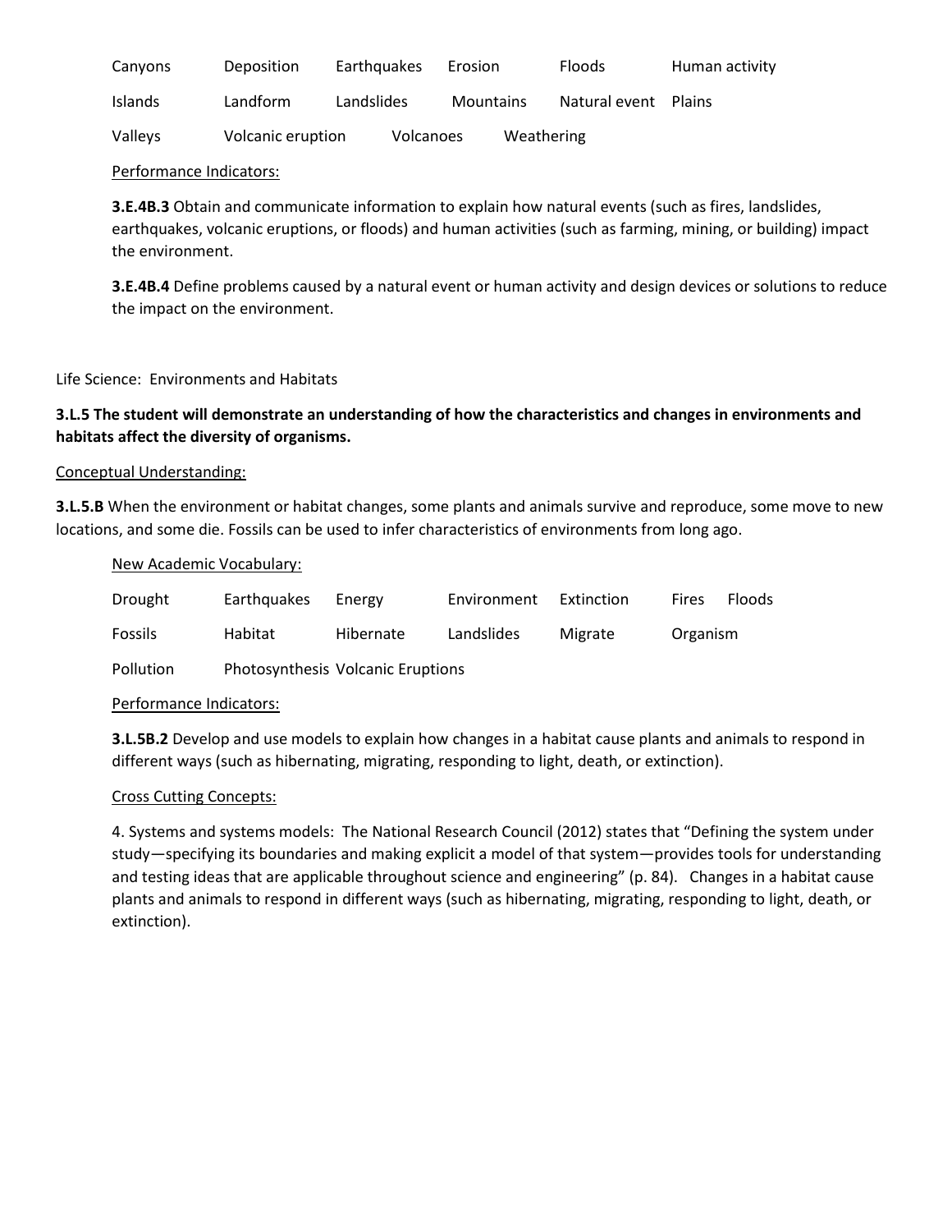| Canyons | Deposition | Earthquakes | Erosion | Floods | Human activity |
|---|---|---|---|---|---|
| Islands | Landform | Landslides | Mountains | Natural event | Plains |
| Valleys | Volcanic eruption | Volcanoes | Weathering | | |

Performance Indicators:

**3.E.4B.3** Obtain and communicate information to explain how natural events (such as fires, landslides, earthquakes, volcanic eruptions, or floods) and human activities (such as farming, mining, or building) impact the environment.

**3.E.4B.4** Define problems caused by a natural event or human activity and design devices or solutions to reduce the impact on the environment.

Life Science: Environments and Habitats

**3.L.5 The student will demonstrate an understanding of how the characteristics and changes in environments and habitats affect the diversity of organisms.**

Conceptual Understanding:

**3.L.5.B** When the environment or habitat changes, some plants and animals survive and reproduce, some move to new locations, and some die. Fossils can be used to infer characteristics of environments from long ago.

New Academic Vocabulary:

| Drought | Earthquakes | Energy | Environment | Extinction | Fires | Floods |
|---|---|---|---|---|---|---|
| Fossils | Habitat | Hibernate | Landslides | Migrate | Organism | |
| Pollution | Photosynthesis | Volcanic Eruptions | | | | |

Performance Indicators:

**3.L.5B.2** Develop and use models to explain how changes in a habitat cause plants and animals to respond in different ways (such as hibernating, migrating, responding to light, death, or extinction).

Cross Cutting Concepts:

4. Systems and systems models: The National Research Council (2012) states that "Defining the system under study—specifying its boundaries and making explicit a model of that system—provides tools for understanding and testing ideas that are applicable throughout science and engineering" (p. 84). Changes in a habitat cause plants and animals to respond in different ways (such as hibernating, migrating, responding to light, death, or extinction).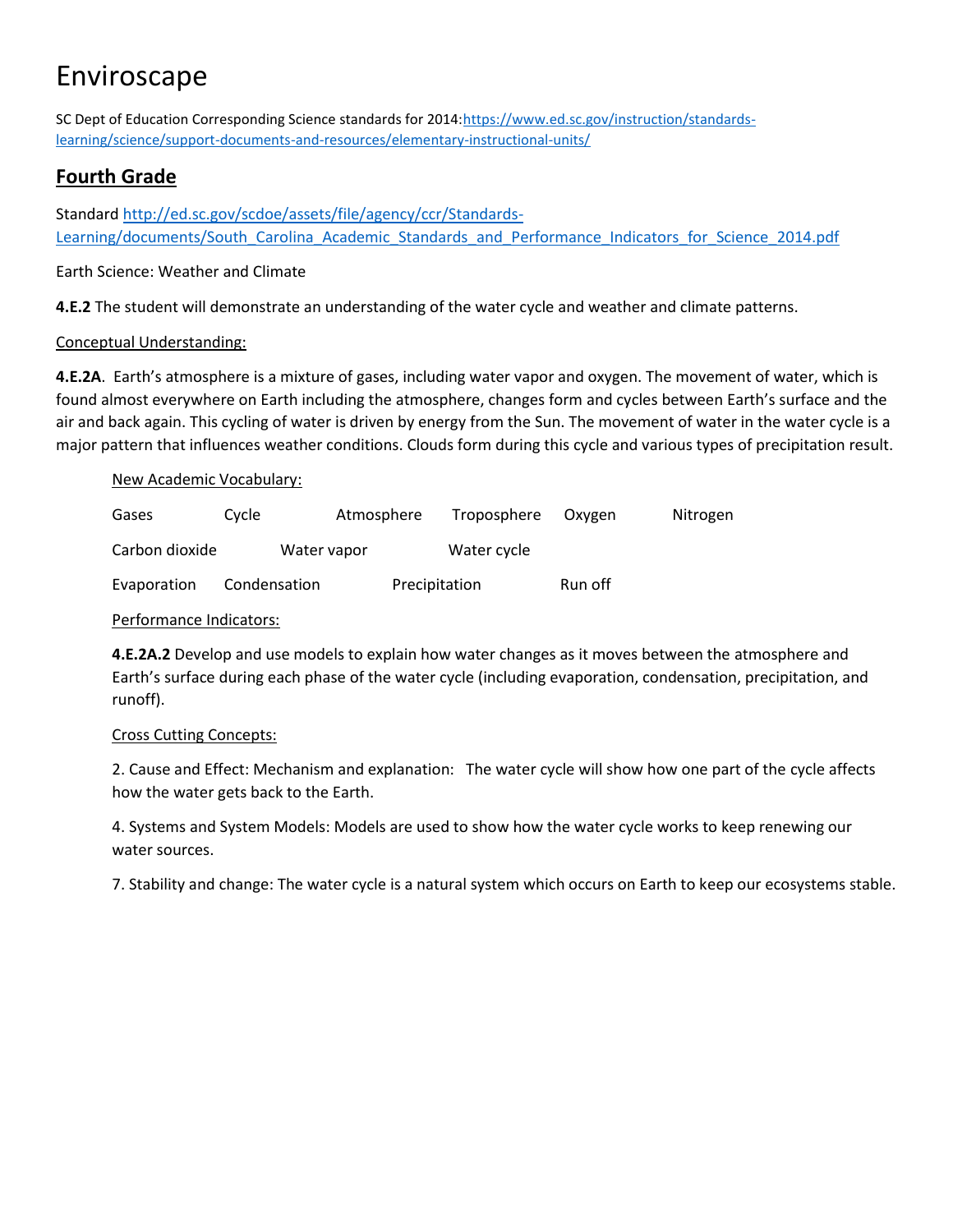# Enviroscape

SC Dept of Education Corresponding Science standards for 2014:[https://www.ed.sc.gov/instruction/standards-learning/science/support-documents-and-resources/elementary-instructional-units/](https://www.ed.sc.gov/instruction/standards-learning/science/support-documents-and-resources/elementary-instructional-units/)

## Fourth Grade

Standard [http://ed.sc.gov/scdoe/assets/file/agency/ccr/Standards-Learning/documents/South_Carolina_Academic_Standards_and_Performance_Indicators_for_Science_2014.pdf](http://ed.sc.gov/scdoe/assets/file/agency/ccr/Standards-Learning/documents/South_Carolina_Academic_Standards_and_Performance_Indicators_for_Science_2014.pdf)

Earth Science: Weather and Climate

**4.E.2** The student will demonstrate an understanding of the water cycle and weather and climate patterns.

Conceptual Understanding:

**4.E.2A**. Earth's atmosphere is a mixture of gases, including water vapor and oxygen. The movement of water, which is found almost everywhere on Earth including the atmosphere, changes form and cycles between Earth's surface and the air and back again. This cycling of water is driven by energy from the Sun. The movement of water in the water cycle is a major pattern that influences weather conditions. Clouds form during this cycle and various types of precipitation result.

New Academic Vocabulary:

Gases    Cycle    Atmosphere    Troposphere    Oxygen    Nitrogen

Carbon dioxide    Water vapor    Water cycle

Evaporation    Condensation    Precipitation    Run off

Performance Indicators:

**4.E.2A.2** Develop and use models to explain how water changes as it moves between the atmosphere and Earth's surface during each phase of the water cycle (including evaporation, condensation, precipitation, and runoff).

Cross Cutting Concepts:

2. Cause and Effect: Mechanism and explanation: The water cycle will show how one part of the cycle affects how the water gets back to the Earth.

4. Systems and System Models: Models are used to show how the water cycle works to keep renewing our water sources.

7. Stability and change: The water cycle is a natural system which occurs on Earth to keep our ecosystems stable.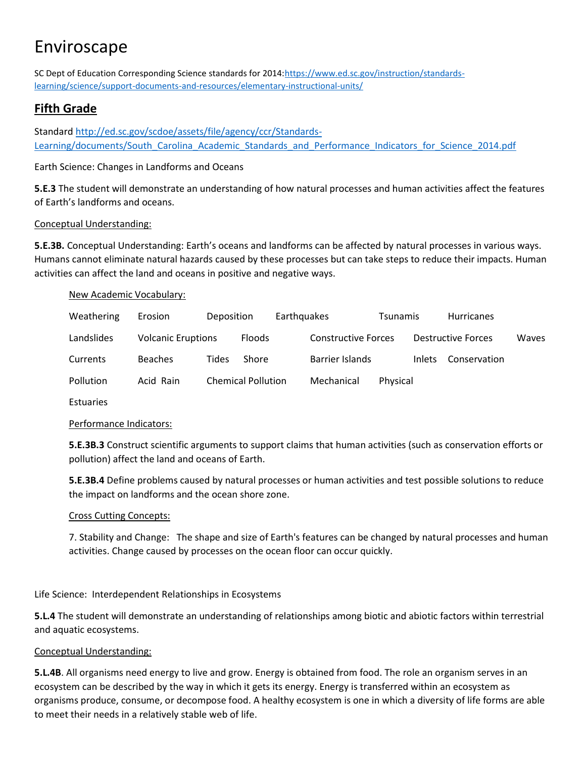# Enviroscape

SC Dept of Education Corresponding Science standards for 2014:https://www.ed.sc.gov/instruction/standards-learning/science/support-documents-and-resources/elementary-instructional-units/

## Fifth Grade

Standard http://ed.sc.gov/scdoe/assets/file/agency/ccr/Standards-Learning/documents/South_Carolina_Academic_Standards_and_Performance_Indicators_for_Science_2014.pdf

Earth Science: Changes in Landforms and Oceans

**5.E.3** The student will demonstrate an understanding of how natural processes and human activities affect the features of Earth's landforms and oceans.

Conceptual Understanding:

**5.E.3B.** Conceptual Understanding: Earth's oceans and landforms can be affected by natural processes in various ways. Humans cannot eliminate natural hazards caused by these processes but can take steps to reduce their impacts. Human activities can affect the land and oceans in positive and negative ways.

New Academic Vocabulary:

Weathering, Erosion, Deposition, Earthquakes, Tsunamis, Hurricanes, Landslides, Volcanic Eruptions, Floods, Constructive Forces, Destructive Forces, Waves, Currents, Beaches, Tides, Shore, Barrier Islands, Inlets, Conservation, Pollution, Acid Rain, Chemical Pollution, Mechanical, Physical, Estuaries

Performance Indicators:

**5.E.3B.3** Construct scientific arguments to support claims that human activities (such as conservation efforts or pollution) affect the land and oceans of Earth.

**5.E.3B.4** Define problems caused by natural processes or human activities and test possible solutions to reduce the impact on landforms and the ocean shore zone.

Cross Cutting Concepts:

7. Stability and Change: The shape and size of Earth's features can be changed by natural processes and human activities. Change caused by processes on the ocean floor can occur quickly.

Life Science: Interdependent Relationships in Ecosystems

**5.L.4** The student will demonstrate an understanding of relationships among biotic and abiotic factors within terrestrial and aquatic ecosystems.

Conceptual Understanding:

**5.L.4B**. All organisms need energy to live and grow. Energy is obtained from food. The role an organism serves in an ecosystem can be described by the way in which it gets its energy. Energy is transferred within an ecosystem as organisms produce, consume, or decompose food. A healthy ecosystem is one in which a diversity of life forms are able to meet their needs in a relatively stable web of life.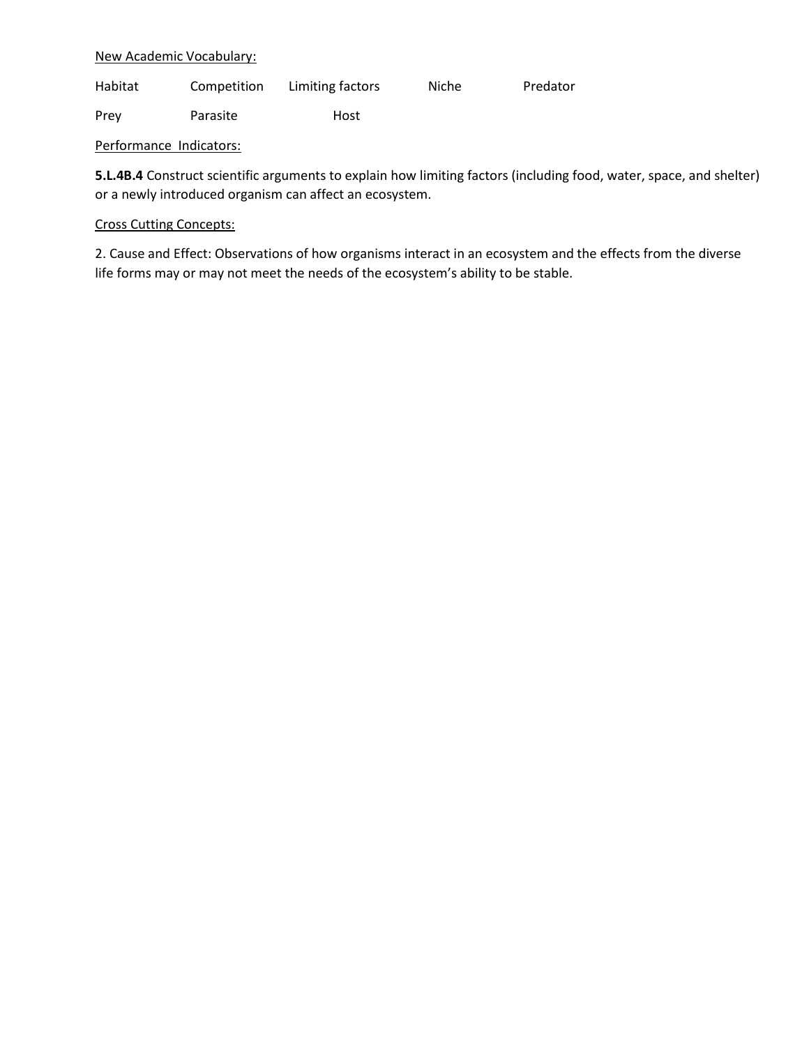New Academic Vocabulary:

| Habitat | Competition | Limiting factors | Niche | Predator |
|---|---|---|---|---|
| Prey | Parasite | Host | | |

Performance Indicators:

**5.L.4B.4** Construct scientific arguments to explain how limiting factors (including food, water, space, and shelter) or a newly introduced organism can affect an ecosystem.

Cross Cutting Concepts:

2. Cause and Effect: Observations of how organisms interact in an ecosystem and the effects from the diverse life forms may or may not meet the needs of the ecosystem's ability to be stable.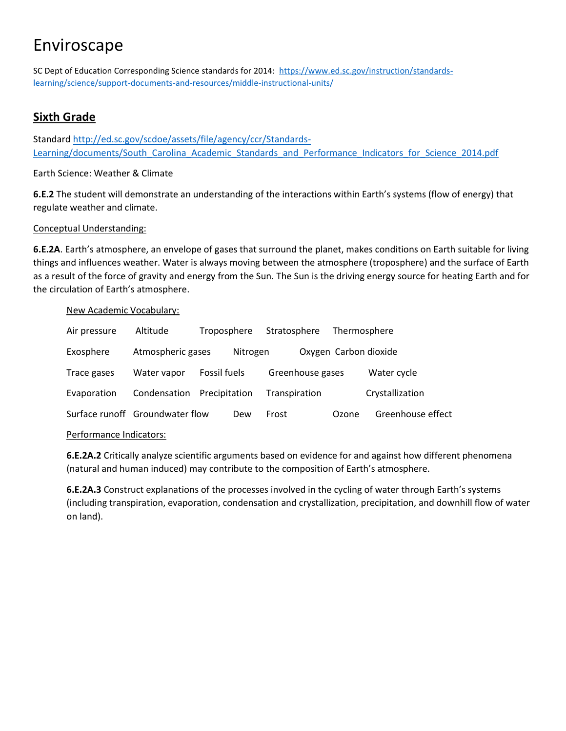# Enviroscape

SC Dept of Education Corresponding Science standards for 2014: https://www.ed.sc.gov/instruction/standards-learning/science/support-documents-and-resources/middle-instructional-units/

## **Sixth Grade**

Standard http://ed.sc.gov/scdoe/assets/file/agency/ccr/Standards-Learning/documents/South_Carolina_Academic_Standards_and_Performance_Indicators_for_Science_2014.pdf

Earth Science: Weather & Climate

**6.E.2** The student will demonstrate an understanding of the interactions within Earth's systems (flow of energy) that regulate weather and climate.

Conceptual Understanding:

**6.E.2A**. Earth's atmosphere, an envelope of gases that surround the planet, makes conditions on Earth suitable for living things and influences weather. Water is always moving between the atmosphere (troposphere) and the surface of Earth as a result of the force of gravity and energy from the Sun. The Sun is the driving energy source for heating Earth and for the circulation of Earth's atmosphere.

New Academic Vocabulary:

| | | | | |
|---|---|---|---|---|
| Air pressure | Altitude | Troposphere | Stratosphere | Thermosphere |
| Exosphere | Atmospheric gases | Nitrogen | Oxygen | Carbon dioxide |
| Trace gases | Water vapor | Fossil fuels | Greenhouse gases | Water cycle |
| Evaporation | Condensation | Precipitation | Transpiration | Crystallization |
| Surface runoff | Groundwater flow | Dew | Frost | Ozone | Greenhouse effect |

Performance Indicators:

**6.E.2A.2** Critically analyze scientific arguments based on evidence for and against how different phenomena (natural and human induced) may contribute to the composition of Earth's atmosphere.

**6.E.2A.3** Construct explanations of the processes involved in the cycling of water through Earth's systems (including transpiration, evaporation, condensation and crystallization, precipitation, and downhill flow of water on land).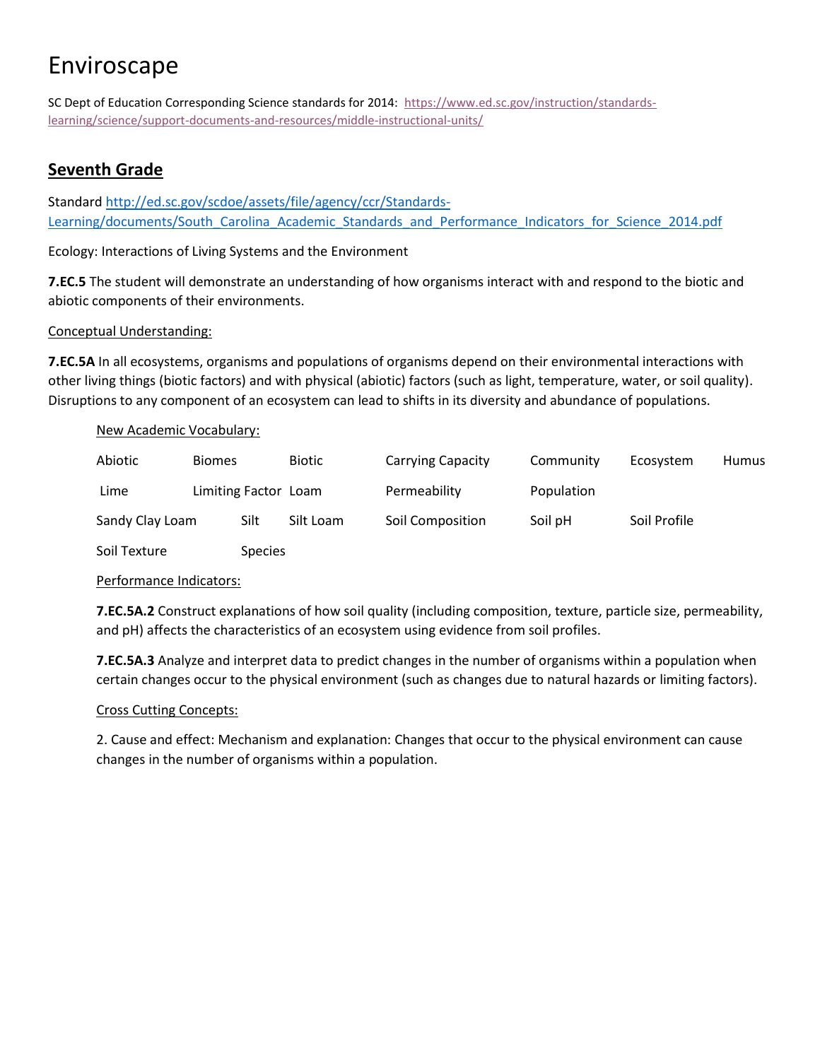# Enviroscape

SC Dept of Education Corresponding Science standards for 2014: [https://www.ed.sc.gov/instruction/standards-learning/science/support-documents-and-resources/middle-instructional-units/](https://www.ed.sc.gov/instruction/standards-learning/science/support-documents-and-resources/middle-instructional-units/)

## Seventh Grade

Standard [http://ed.sc.gov/scdoe/assets/file/agency/ccr/Standards-Learning/documents/South_Carolina_Academic_Standards_and_Performance_Indicators_for_Science_2014.pdf](http://ed.sc.gov/scdoe/assets/file/agency/ccr/Standards-Learning/documents/South_Carolina_Academic_Standards_and_Performance_Indicators_for_Science_2014.pdf)

Ecology: Interactions of Living Systems and the Environment

**7.EC.5** The student will demonstrate an understanding of how organisms interact with and respond to the biotic and abiotic components of their environments.

Conceptual Understanding:

**7.EC.5A** In all ecosystems, organisms and populations of organisms depend on their environmental interactions with other living things (biotic factors) and with physical (abiotic) factors (such as light, temperature, water, or soil quality). Disruptions to any component of an ecosystem can lead to shifts in its diversity and abundance of populations.

New Academic Vocabulary:

| | | | | | | |
|---|---|---|---|---|---|---|
| Abiotic | Biomes | Biotic | Carrying Capacity | Community | Ecosystem | Humus |
| Lime | Limiting Factor | Loam | Permeability | Population | | |
| Sandy Clay Loam | Silt | Silt Loam | Soil Composition | Soil pH | Soil Profile | |
| Soil Texture | Species | | | | | |

Performance Indicators:

**7.EC.5A.2** Construct explanations of how soil quality (including composition, texture, particle size, permeability, and pH) affects the characteristics of an ecosystem using evidence from soil profiles.

**7.EC.5A.3** Analyze and interpret data to predict changes in the number of organisms within a population when certain changes occur to the physical environment (such as changes due to natural hazards or limiting factors).

Cross Cutting Concepts:

2. Cause and effect: Mechanism and explanation: Changes that occur to the physical environment can cause changes in the number of organisms within a population.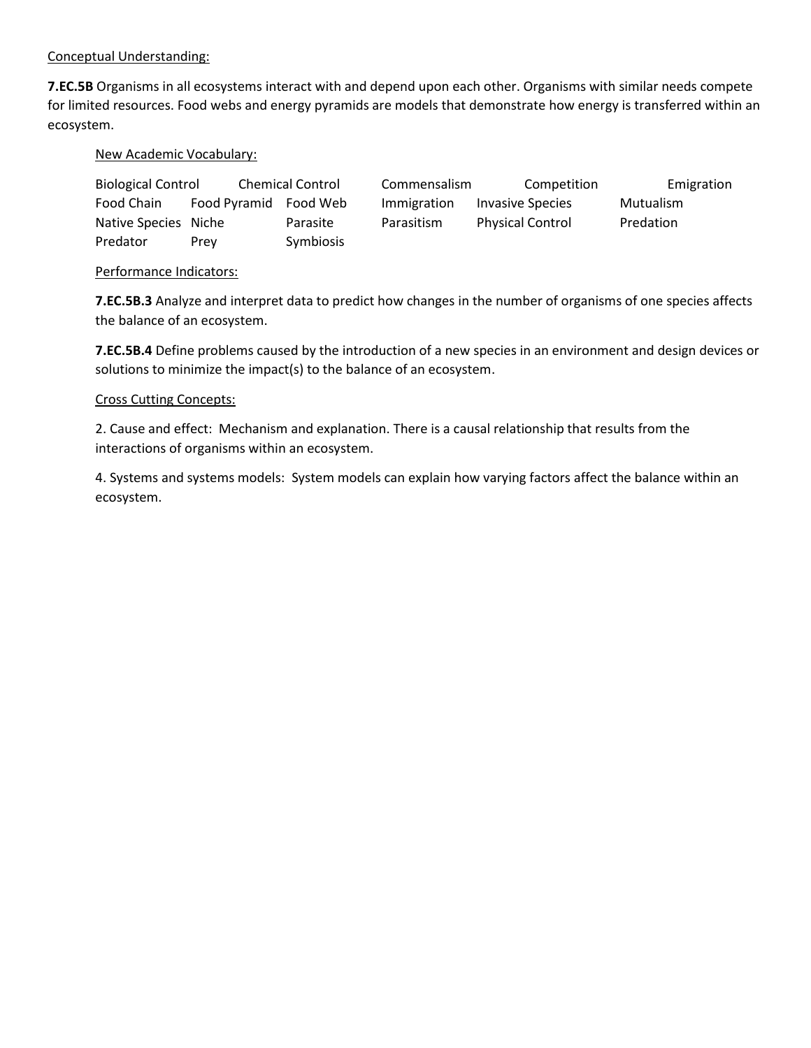Conceptual Understanding:

**7.EC.5B** Organisms in all ecosystems interact with and depend upon each other. Organisms with similar needs compete for limited resources. Food webs and energy pyramids are models that demonstrate how energy is transferred within an ecosystem.

New Academic Vocabulary:

| | | | | | |
|---|---|---|---|---|---|
| Biological Control | | Chemical Control | Commensalism | Competition | Emigration |
| Food Chain | Food Pyramid | Food Web | Immigration | Invasive Species | Mutualism |
| Native Species | Niche | Parasite | Parasitism | Physical Control | Predation |
| Predator | Prey | Symbiosis | | | |

Performance Indicators:

**7.EC.5B.3** Analyze and interpret data to predict how changes in the number of organisms of one species affects the balance of an ecosystem.

**7.EC.5B.4** Define problems caused by the introduction of a new species in an environment and design devices or solutions to minimize the impact(s) to the balance of an ecosystem.

Cross Cutting Concepts:

2. Cause and effect: Mechanism and explanation. There is a causal relationship that results from the interactions of organisms within an ecosystem.

4. Systems and systems models: System models can explain how varying factors affect the balance within an ecosystem.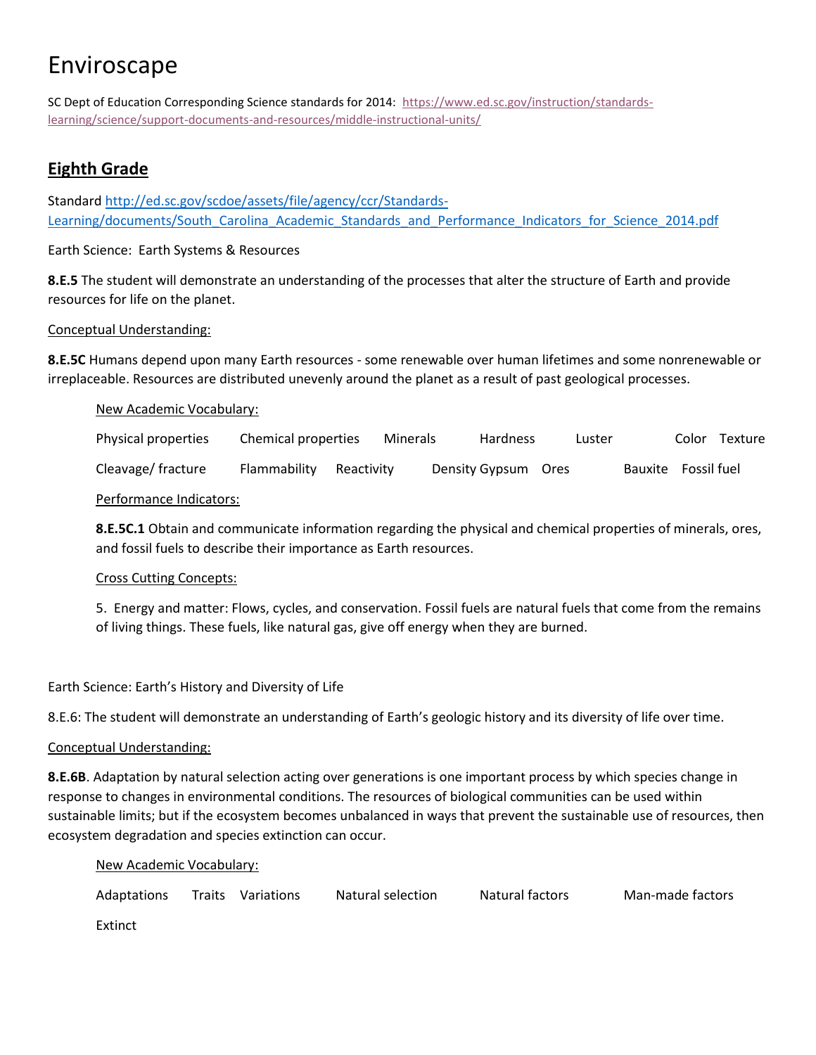# Enviroscape

SC Dept of Education Corresponding Science standards for 2014: [https://www.ed.sc.gov/instruction/standards-learning/science/support-documents-and-resources/middle-instructional-units/](https://www.ed.sc.gov/instruction/standards-learning/science/support-documents-and-resources/middle-instructional-units/)

## Eighth Grade

Standard [http://ed.sc.gov/scdoe/assets/file/agency/ccr/Standards-Learning/documents/South_Carolina_Academic_Standards_and_Performance_Indicators_for_Science_2014.pdf](http://ed.sc.gov/scdoe/assets/file/agency/ccr/Standards-Learning/documents/South_Carolina_Academic_Standards_and_Performance_Indicators_for_Science_2014.pdf)

Earth Science: Earth Systems & Resources

**8.E.5** The student will demonstrate an understanding of the processes that alter the structure of Earth and provide resources for life on the planet.

Conceptual Understanding:

**8.E.5C** Humans depend upon many Earth resources - some renewable over human lifetimes and some nonrenewable or irreplaceable. Resources are distributed unevenly around the planet as a result of past geological processes.

New Academic Vocabulary:

Physical properties     Chemical properties     Minerals     Hardness     Luster     Color     Texture

Cleavage/ fracture     Flammability     Reactivity     Density Gypsum     Ores     Bauxite     Fossil fuel

Performance Indicators:

**8.E.5C.1** Obtain and communicate information regarding the physical and chemical properties of minerals, ores, and fossil fuels to describe their importance as Earth resources.

Cross Cutting Concepts:

5. Energy and matter: Flows, cycles, and conservation. Fossil fuels are natural fuels that come from the remains of living things. These fuels, like natural gas, give off energy when they are burned.

Earth Science: Earth's History and Diversity of Life

8.E.6: The student will demonstrate an understanding of Earth's geologic history and its diversity of life over time.

Conceptual Understanding:

**8.E.6B**. Adaptation by natural selection acting over generations is one important process by which species change in response to changes in environmental conditions. The resources of biological communities can be used within sustainable limits; but if the ecosystem becomes unbalanced in ways that prevent the sustainable use of resources, then ecosystem degradation and species extinction can occur.

New Academic Vocabulary:

Adaptations     Traits     Variations     Natural selection     Natural factors     Man-made factors

Extinct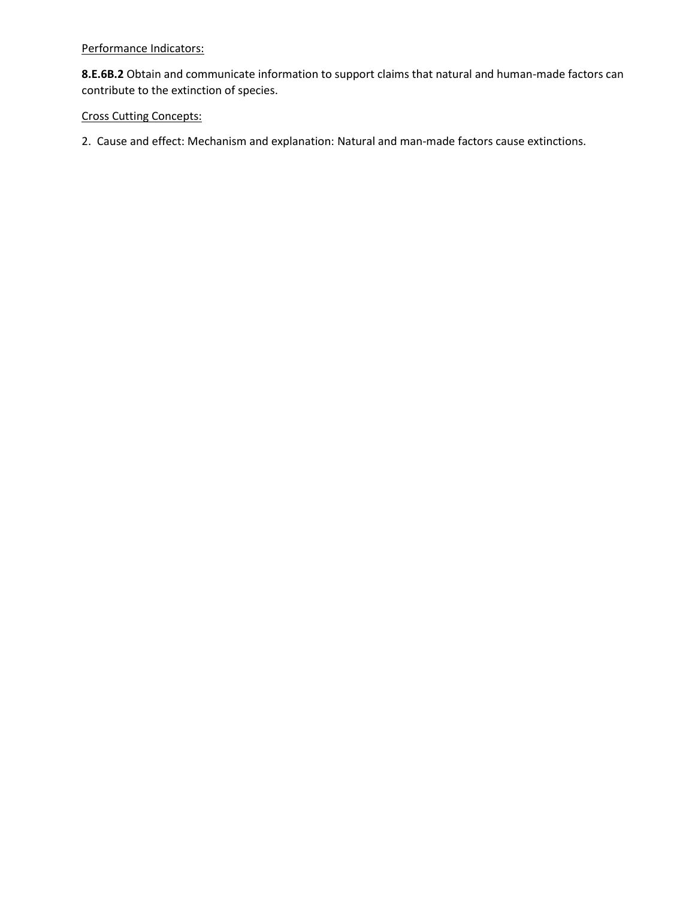Performance Indicators:

**8.E.6B.2** Obtain and communicate information to support claims that natural and human-made factors can contribute to the extinction of species.

Cross Cutting Concepts:

2. Cause and effect: Mechanism and explanation: Natural and man-made factors cause extinctions.